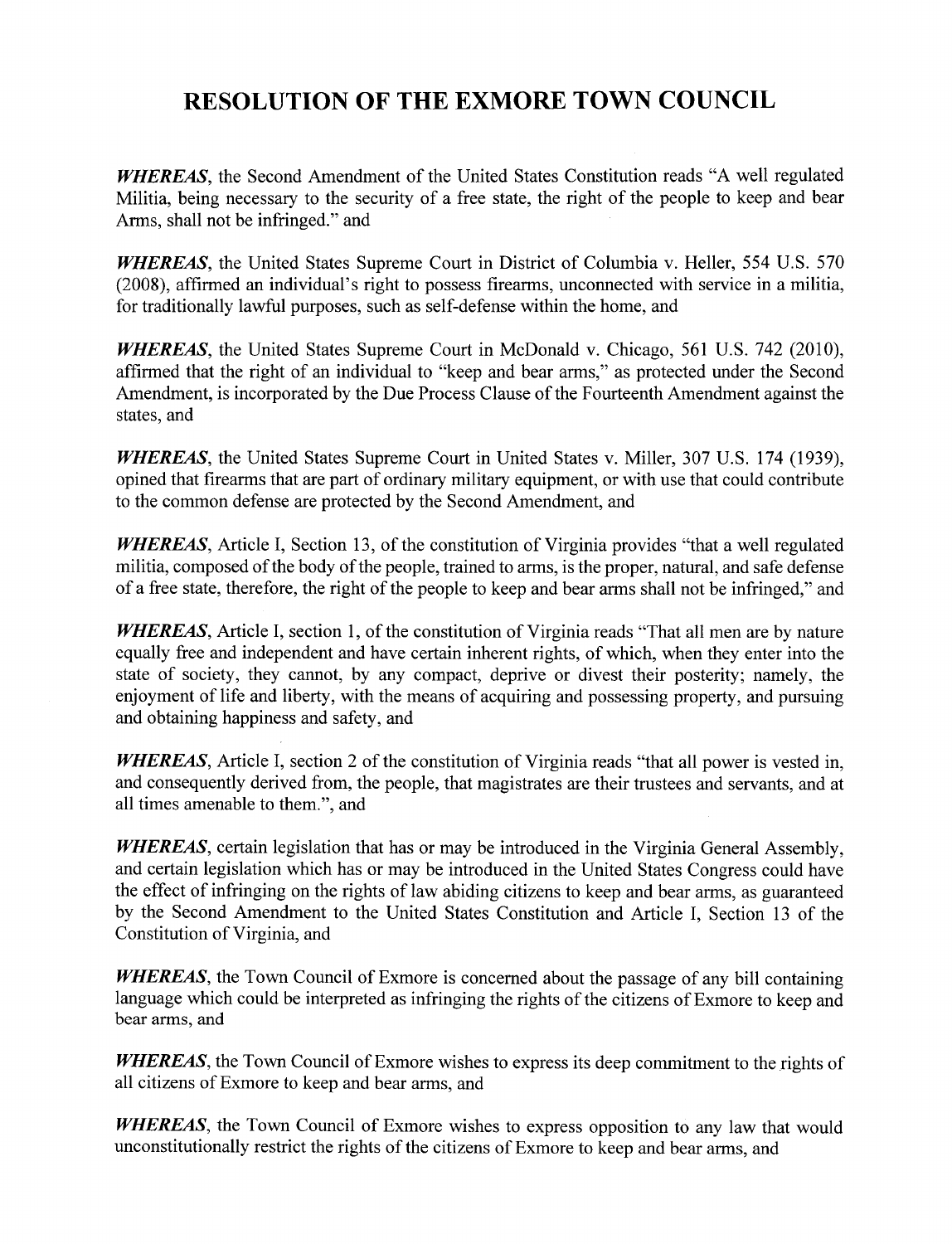# RESOLUTION OF THE EXMORE TOWN COUNCIL

***WHEREAS***, the Second Amendment of the United States Constitution reads "A well regulated Militia, being necessary to the security of a free state, the right of the people to keep and bear Arms, shall not be infringed." and

***WHEREAS***, the United States Supreme Court in District of Columbia v. Heller, 554 U.S. 570 (2008), affirmed an individual's right to possess firearms, unconnected with service in a militia, for traditionally lawful purposes, such as self-defense within the home, and

***WHEREAS***, the United States Supreme Court in McDonald v. Chicago, 561 U.S. 742 (2010), affirmed that the right of an individual to "keep and bear arms," as protected under the Second Amendment, is incorporated by the Due Process Clause of the Fourteenth Amendment against the states, and

***WHEREAS***, the United States Supreme Court in United States v. Miller, 307 U.S. 174 (1939), opined that firearms that are part of ordinary military equipment, or with use that could contribute to the common defense are protected by the Second Amendment, and

***WHEREAS***, Article I, Section 13, of the constitution of Virginia provides "that a well regulated militia, composed of the body of the people, trained to arms, is the proper, natural, and safe defense of a free state, therefore, the right of the people to keep and bear arms shall not be infringed," and

***WHEREAS***, Article I, section 1, of the constitution of Virginia reads "That all men are by nature equally free and independent and have certain inherent rights, of which, when they enter into the state of society, they cannot, by any compact, deprive or divest their posterity; namely, the enjoyment of life and liberty, with the means of acquiring and possessing property, and pursuing and obtaining happiness and safety, and

***WHEREAS***, Article I, section 2 of the constitution of Virginia reads "that all power is vested in, and consequently derived from, the people, that magistrates are their trustees and servants, and at all times amenable to them.", and

***WHEREAS***, certain legislation that has or may be introduced in the Virginia General Assembly, and certain legislation which has or may be introduced in the United States Congress could have the effect of infringing on the rights of law abiding citizens to keep and bear arms, as guaranteed by the Second Amendment to the United States Constitution and Article I, Section 13 of the Constitution of Virginia, and

***WHEREAS***, the Town Council of Exmore is concerned about the passage of any bill containing language which could be interpreted as infringing the rights of the citizens of Exmore to keep and bear arms, and

***WHEREAS***, the Town Council of Exmore wishes to express its deep commitment to the rights of all citizens of Exmore to keep and bear arms, and

***WHEREAS***, the Town Council of Exmore wishes to express opposition to any law that would unconstitutionally restrict the rights of the citizens of Exmore to keep and bear arms, and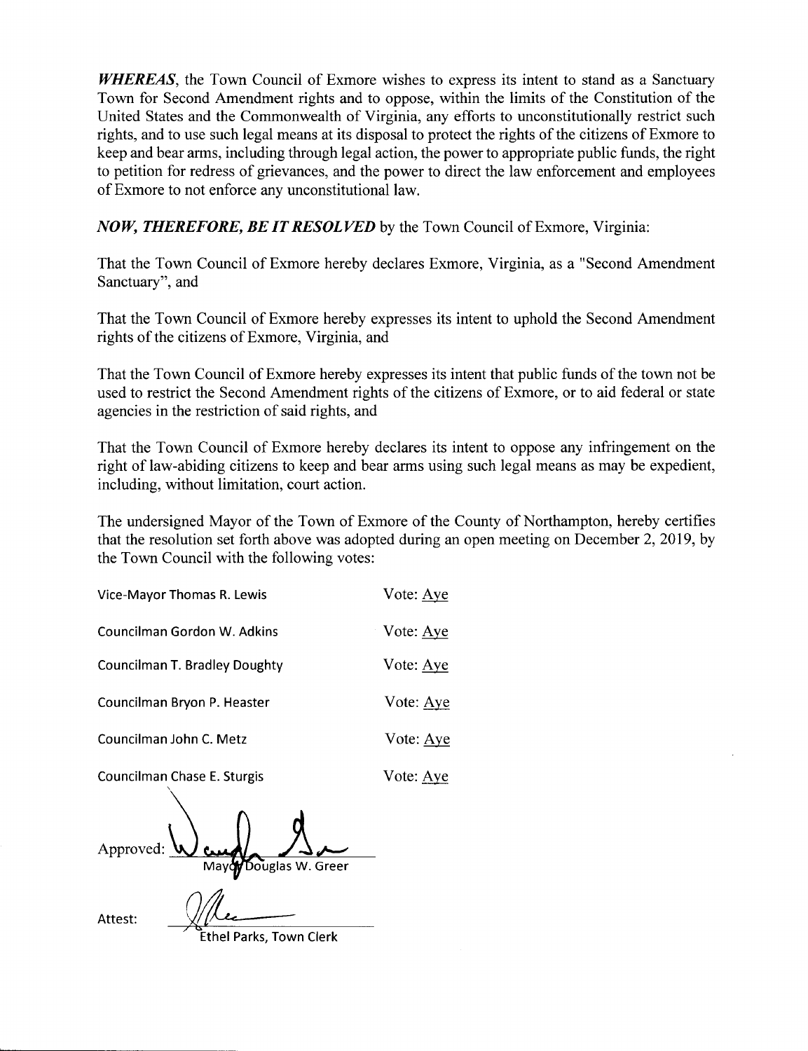***WHEREAS***, the Town Council of Exmore wishes to express its intent to stand as a Sanctuary Town for Second Amendment rights and to oppose, within the limits of the Constitution of the United States and the Commonwealth of Virginia, any efforts to unconstitutionally restrict such rights, and to use such legal means at its disposal to protect the rights of the citizens of Exmore to keep and bear arms, including through legal action, the power to appropriate public funds, the right to petition for redress of grievances, and the power to direct the law enforcement and employees of Exmore to not enforce any unconstitutional law.

***NOW, THEREFORE, BE IT RESOLVED*** by the Town Council of Exmore, Virginia:

That the Town Council of Exmore hereby declares Exmore, Virginia, as a "Second Amendment Sanctuary", and

That the Town Council of Exmore hereby expresses its intent to uphold the Second Amendment rights of the citizens of Exmore, Virginia, and

That the Town Council of Exmore hereby expresses its intent that public funds of the town not be used to restrict the Second Amendment rights of the citizens of Exmore, or to aid federal or state agencies in the restriction of said rights, and

That the Town Council of Exmore hereby declares its intent to oppose any infringement on the right of law-abiding citizens to keep and bear arms using such legal means as may be expedient, including, without limitation, court action.

The undersigned Mayor of the Town of Exmore of the County of Northampton, hereby certifies that the resolution set forth above was adopted during an open meeting on December 2, 2019, by the Town Council with the following votes:

| | |
|---|---|
| Vice-Mayor Thomas R. Lewis | Vote: Aye |
| Councilman Gordon W. Adkins | Vote: Aye |
| Councilman T. Bradley Doughty | Vote: Aye |
| Councilman Bryon P. Heaster | Vote: Aye |
| Councilman John C. Metz | Vote: Aye |
| Councilman Chase E. Sturgis | Vote: Aye |

Approved: ______________________
Mayor Douglas W. Greer

Attest: ______________________
Ethel Parks, Town Clerk